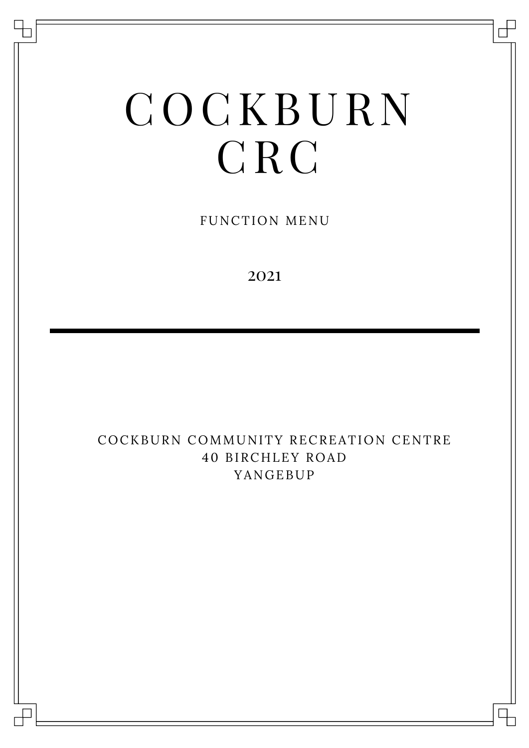# COCKBURN CRC

FUNCTION MENU

2021

---

COCKBURN COMMUNITY RECREATION CENTRE
40 BIRCHLEY ROAD
YANGEBUP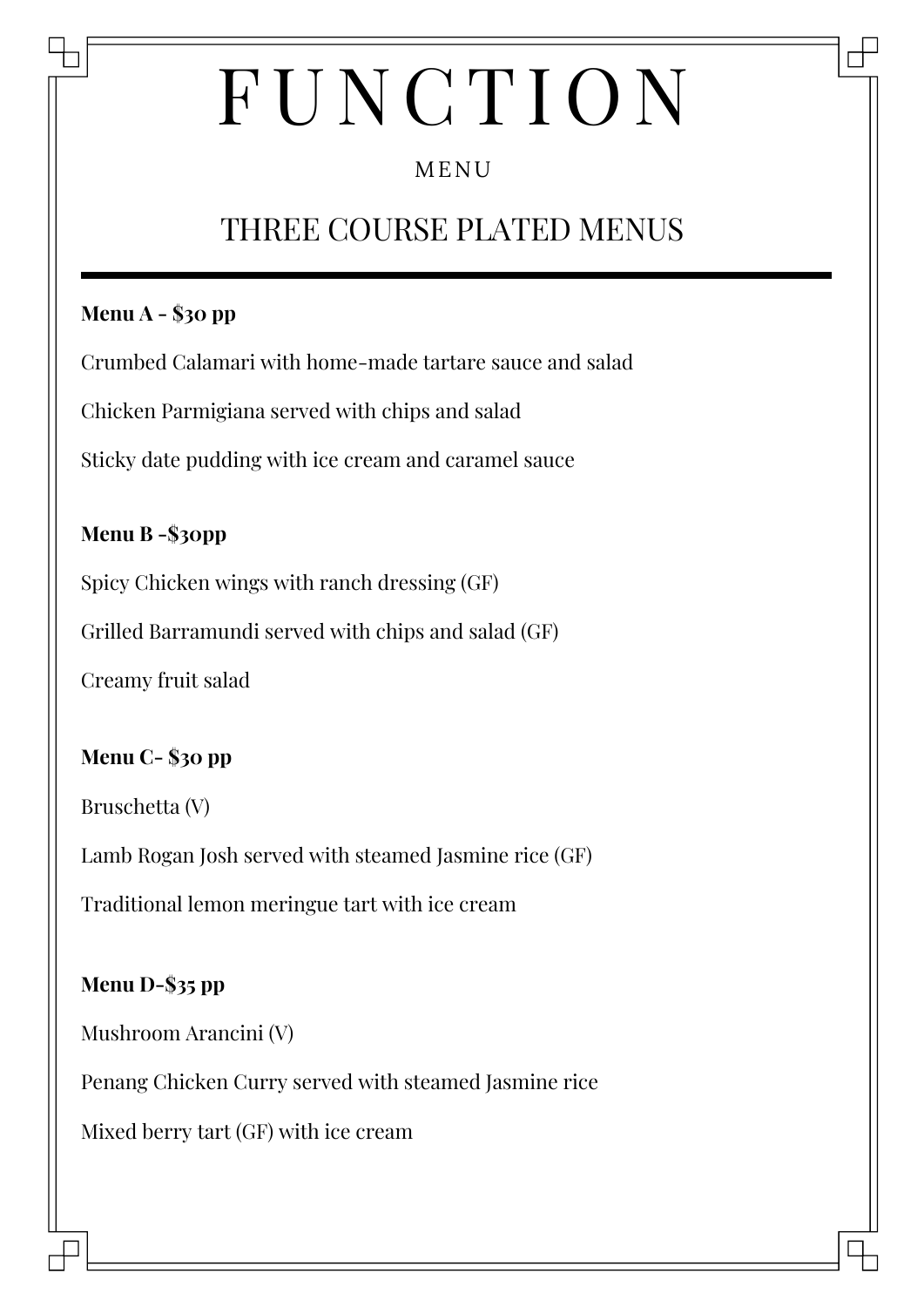# FUNCTION

MENU

## THREE COURSE PLATED MENUS

---

**Menu A - $30 pp**

Crumbed Calamari with home-made tartare sauce and salad

Chicken Parmigiana served with chips and salad

Sticky date pudding with ice cream and caramel sauce

**Menu B -$30pp**

Spicy Chicken wings with ranch dressing (GF)

Grilled Barramundi served with chips and salad (GF)

Creamy fruit salad

**Menu C- $30 pp**

Bruschetta (V)

Lamb Rogan Josh served with steamed Jasmine rice (GF)

Traditional lemon meringue tart with ice cream

**Menu D-$35 pp**

Mushroom Arancini (V)

Penang Chicken Curry served with steamed Jasmine rice

Mixed berry tart (GF) with ice cream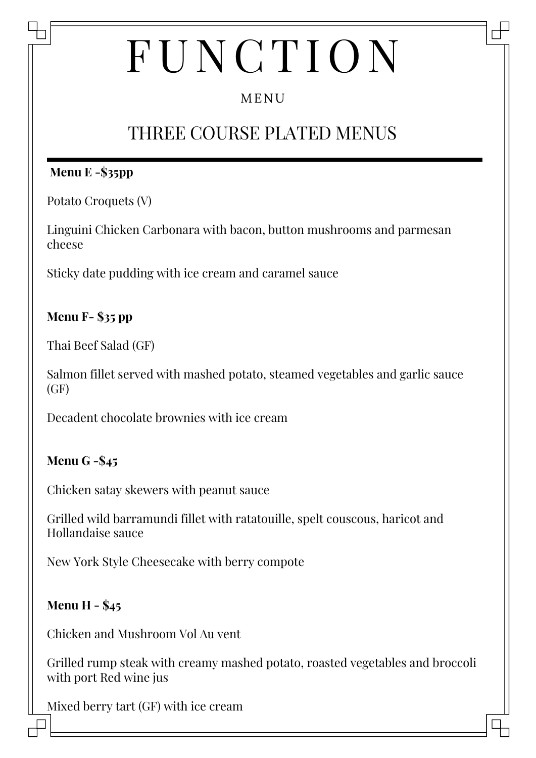# FUNCTION

MENU

## THREE COURSE PLATED MENUS

---

**Menu E -$35pp**

Potato Croquets (V)

Linguini Chicken Carbonara with bacon, button mushrooms and parmesan cheese

Sticky date pudding with ice cream and caramel sauce

**Menu F- $35 pp**

Thai Beef Salad (GF)

Salmon fillet served with mashed potato, steamed vegetables and garlic sauce (GF)

Decadent chocolate brownies with ice cream

**Menu G -$45**

Chicken satay skewers with peanut sauce

Grilled wild barramundi fillet with ratatouille, spelt couscous, haricot and Hollandaise sauce

New York Style Cheesecake with berry compote

**Menu H - $45**

Chicken and Mushroom Vol Au vent

Grilled rump steak with creamy mashed potato, roasted vegetables and broccoli with port Red wine jus

Mixed berry tart (GF) with ice cream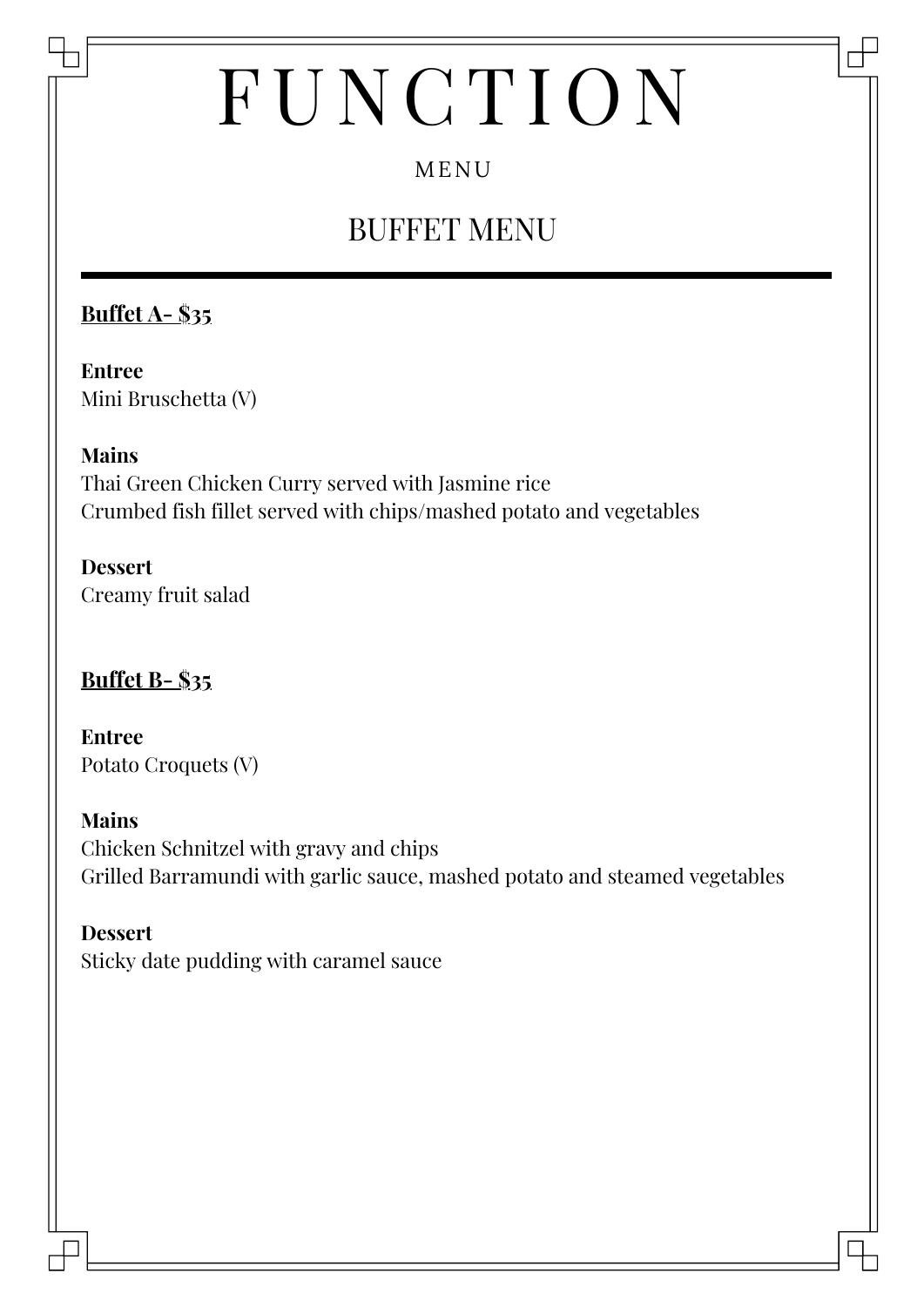# FUNCTION

MENU

## BUFFET MENU

---

**Buffet A- $35**

**Entree**
Mini Bruschetta (V)

**Mains**
Thai Green Chicken Curry served with Jasmine rice
Crumbed fish fillet served with chips/mashed potato and vegetables

**Dessert**
Creamy fruit salad

**Buffet B- $35**

**Entree**
Potato Croquets (V)

**Mains**
Chicken Schnitzel with gravy and chips
Grilled Barramundi with garlic sauce, mashed potato and steamed vegetables

**Dessert**
Sticky date pudding with caramel sauce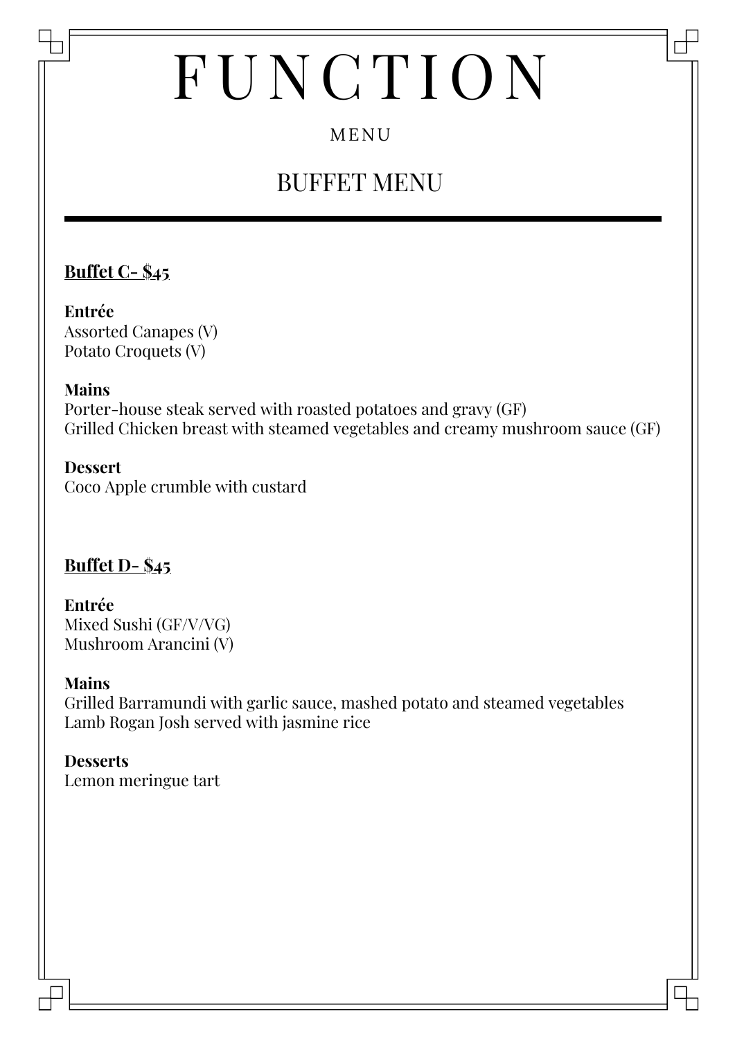# FUNCTION

MENU

## BUFFET MENU

---

**Buffet C- $45**

**Entrée**
Assorted Canapes (V)
Potato Croquets (V)

**Mains**
Porter-house steak served with roasted potatoes and gravy (GF)
Grilled Chicken breast with steamed vegetables and creamy mushroom sauce (GF)

**Dessert**
Coco Apple crumble with custard

**Buffet D- $45**

**Entrée**
Mixed Sushi (GF/V/VG)
Mushroom Arancini (V)

**Mains**
Grilled Barramundi with garlic sauce, mashed potato and steamed vegetables
Lamb Rogan Josh served with jasmine rice

**Desserts**
Lemon meringue tart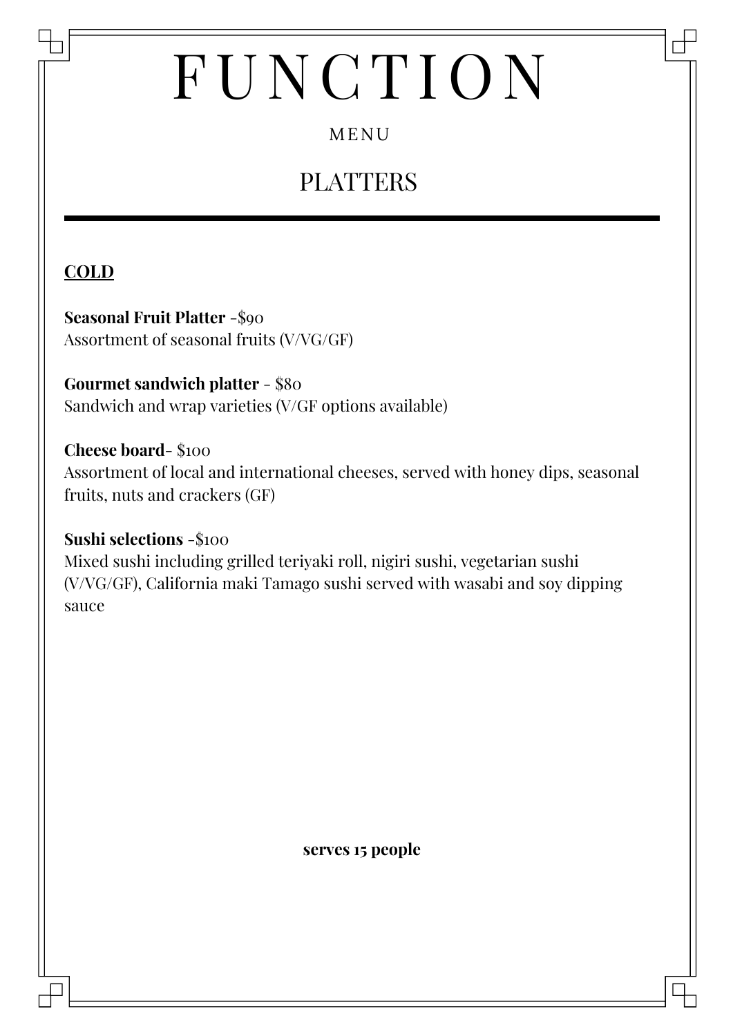# FUNCTION

MENU

## PLATTERS

---

**COLD**

**Seasonal Fruit Platter** -$90
Assortment of seasonal fruits (V/VG/GF)

**Gourmet sandwich platter** - $80
Sandwich and wrap varieties (V/GF options available)

**Cheese board**- $100
Assortment of local and international cheeses, served with honey dips, seasonal fruits, nuts and crackers (GF)

**Sushi selections** -$100
Mixed sushi including grilled teriyaki roll, nigiri sushi, vegetarian sushi (V/VG/GF), California maki Tamago sushi served with wasabi and soy dipping sauce

**serves 15 people**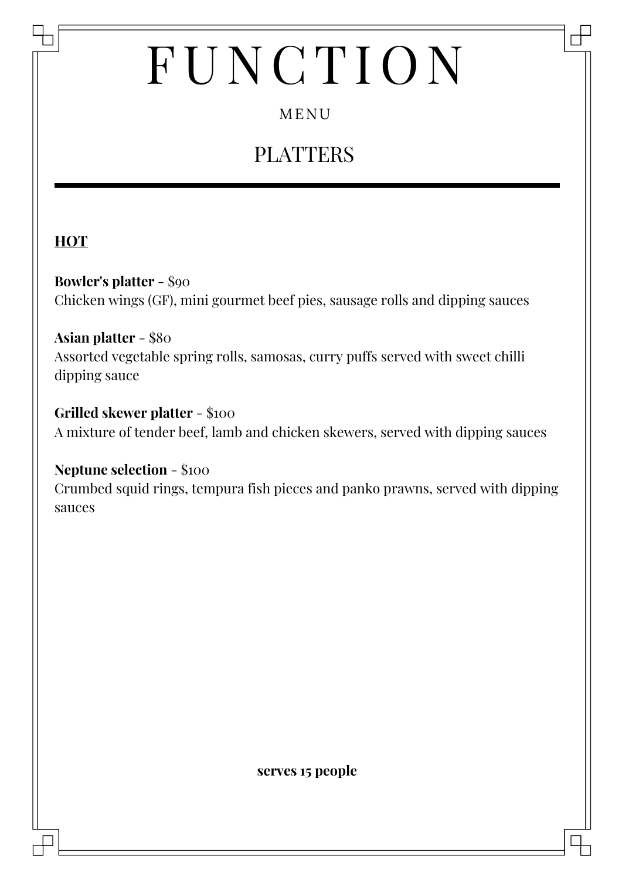# FUNCTION

MENU

## PLATTERS

---

**HOT**

**Bowler's platter** - $90
Chicken wings (GF), mini gourmet beef pies, sausage rolls and dipping sauces

**Asian platter** - $80
Assorted vegetable spring rolls, samosas, curry puffs served with sweet chilli dipping sauce

**Grilled skewer platter** - $100
A mixture of tender beef, lamb and chicken skewers, served with dipping sauces

**Neptune selection** - $100
Crumbed squid rings, tempura fish pieces and panko prawns, served with dipping sauces

**serves 15 people**